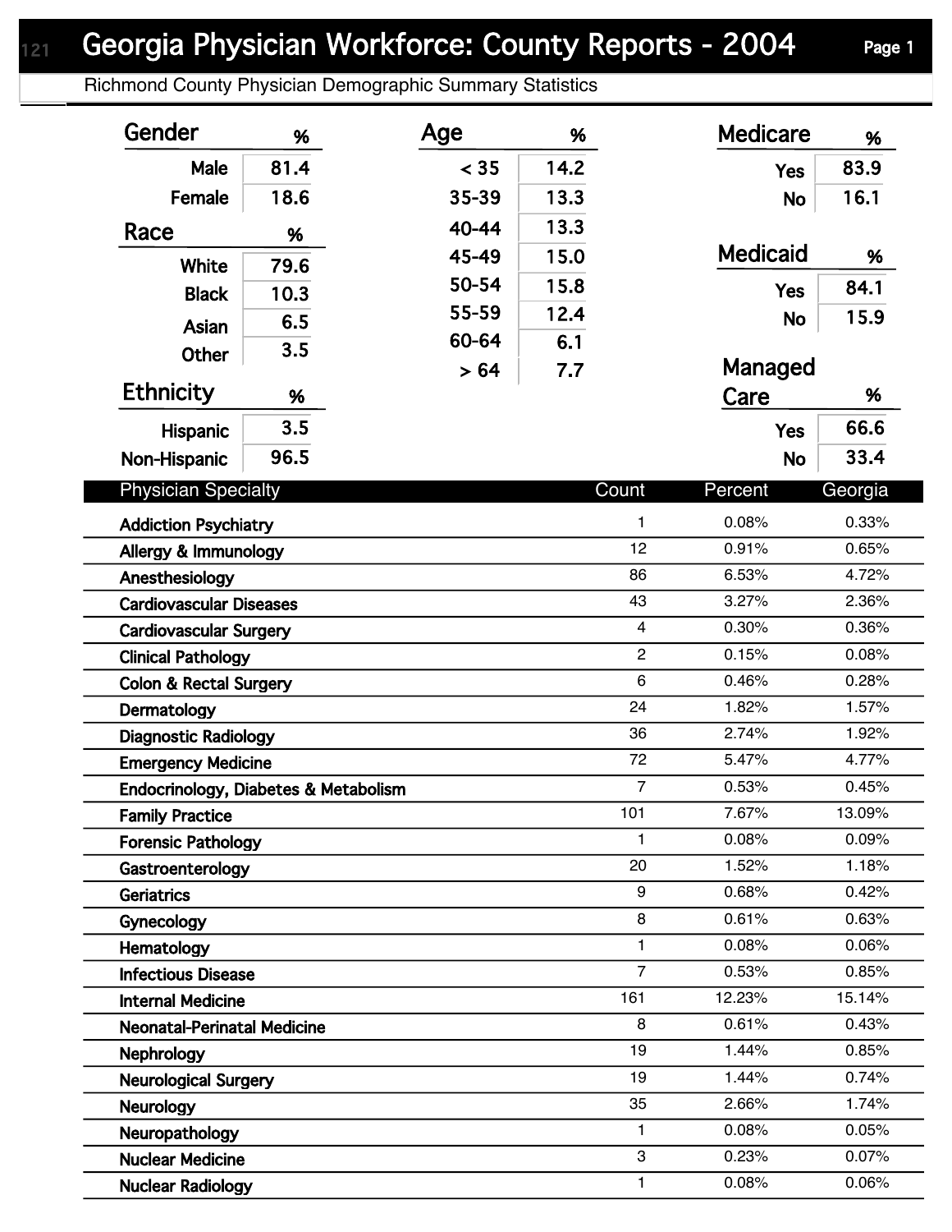# Georgia Physician Workforce: County Reports - 2004

Richmond County Physician Demographic Summary Statistics

| Gender | % |
|---|---|
| Male | 81.4 |
| Female | 18.6 |

| Race | % |
|---|---|
| White | 79.6 |
| Black | 10.3 |
| Asian | 6.5 |
| Other | 3.5 |

| Ethnicity | % |
|---|---|
| Hispanic | 3.5 |
| Non-Hispanic | 96.5 |

| Age | % |
|---|---|
| < 35 | 14.2 |
| 35-39 | 13.3 |
| 40-44 | 13.3 |
| 45-49 | 15.0 |
| 50-54 | 15.8 |
| 55-59 | 12.4 |
| 60-64 | 6.1 |
| > 64 | 7.7 |

| Medicare | % |
|---|---|
| Yes | 83.9 |
| No | 16.1 |

| Medicaid | % |
|---|---|
| Yes | 84.1 |
| No | 15.9 |

| Managed Care | % |
|---|---|
| Yes | 66.6 |
| No | 33.4 |

| Physician Specialty | Count | Percent | Georgia |
|---|---|---|---|
| Addiction Psychiatry | 1 | 0.08% | 0.33% |
| Allergy & Immunology | 12 | 0.91% | 0.65% |
| Anesthesiology | 86 | 6.53% | 4.72% |
| Cardiovascular Diseases | 43 | 3.27% | 2.36% |
| Cardiovascular Surgery | 4 | 0.30% | 0.36% |
| Clinical Pathology | 2 | 0.15% | 0.08% |
| Colon & Rectal Surgery | 6 | 0.46% | 0.28% |
| Dermatology | 24 | 1.82% | 1.57% |
| Diagnostic Radiology | 36 | 2.74% | 1.92% |
| Emergency Medicine | 72 | 5.47% | 4.77% |
| Endocrinology, Diabetes & Metabolism | 7 | 0.53% | 0.45% |
| Family Practice | 101 | 7.67% | 13.09% |
| Forensic Pathology | 1 | 0.08% | 0.09% |
| Gastroenterology | 20 | 1.52% | 1.18% |
| Geriatrics | 9 | 0.68% | 0.42% |
| Gynecology | 8 | 0.61% | 0.63% |
| Hematology | 1 | 0.08% | 0.06% |
| Infectious Disease | 7 | 0.53% | 0.85% |
| Internal Medicine | 161 | 12.23% | 15.14% |
| Neonatal-Perinatal Medicine | 8 | 0.61% | 0.43% |
| Nephrology | 19 | 1.44% | 0.85% |
| Neurological Surgery | 19 | 1.44% | 0.74% |
| Neurology | 35 | 2.66% | 1.74% |
| Neuropathology | 1 | 0.08% | 0.05% |
| Nuclear Medicine | 3 | 0.23% | 0.07% |
| Nuclear Radiology | 1 | 0.08% | 0.06% |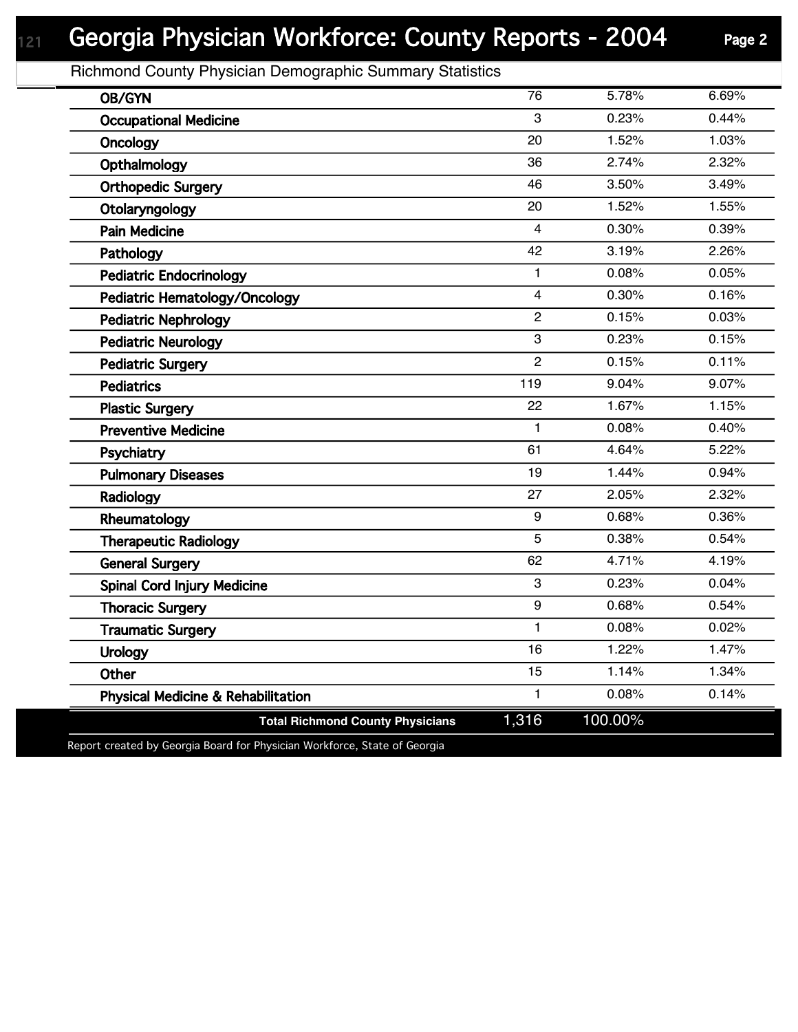## Richmond County Physician Demographic Summary Statistics

| | | | |
|---|---|---|---|
| OB/GYN | 76 | 5.78% | 6.69% |
| Occupational Medicine | 3 | 0.23% | 0.44% |
| Oncology | 20 | 1.52% | 1.03% |
| Opthalmology | 36 | 2.74% | 2.32% |
| Orthopedic Surgery | 46 | 3.50% | 3.49% |
| Otolaryngology | 20 | 1.52% | 1.55% |
| Pain Medicine | 4 | 0.30% | 0.39% |
| Pathology | 42 | 3.19% | 2.26% |
| Pediatric Endocrinology | 1 | 0.08% | 0.05% |
| Pediatric Hematology/Oncology | 4 | 0.30% | 0.16% |
| Pediatric Nephrology | 2 | 0.15% | 0.03% |
| Pediatric Neurology | 3 | 0.23% | 0.15% |
| Pediatric Surgery | 2 | 0.15% | 0.11% |
| Pediatrics | 119 | 9.04% | 9.07% |
| Plastic Surgery | 22 | 1.67% | 1.15% |
| Preventive Medicine | 1 | 0.08% | 0.40% |
| Psychiatry | 61 | 4.64% | 5.22% |
| Pulmonary Diseases | 19 | 1.44% | 0.94% |
| Radiology | 27 | 2.05% | 2.32% |
| Rheumatology | 9 | 0.68% | 0.36% |
| Therapeutic Radiology | 5 | 0.38% | 0.54% |
| General Surgery | 62 | 4.71% | 4.19% |
| Spinal Cord Injury Medicine | 3 | 0.23% | 0.04% |
| Thoracic Surgery | 9 | 0.68% | 0.54% |
| Traumatic Surgery | 1 | 0.08% | 0.02% |
| Urology | 16 | 1.22% | 1.47% |
| Other | 15 | 1.14% | 1.34% |
| Physical Medicine & Rehabilitation | 1 | 0.08% | 0.14% |
| **Total Richmond County Physicians** | 1,316 | 100.00% | |

Report created by Georgia Board for Physician Workforce, State of Georgia